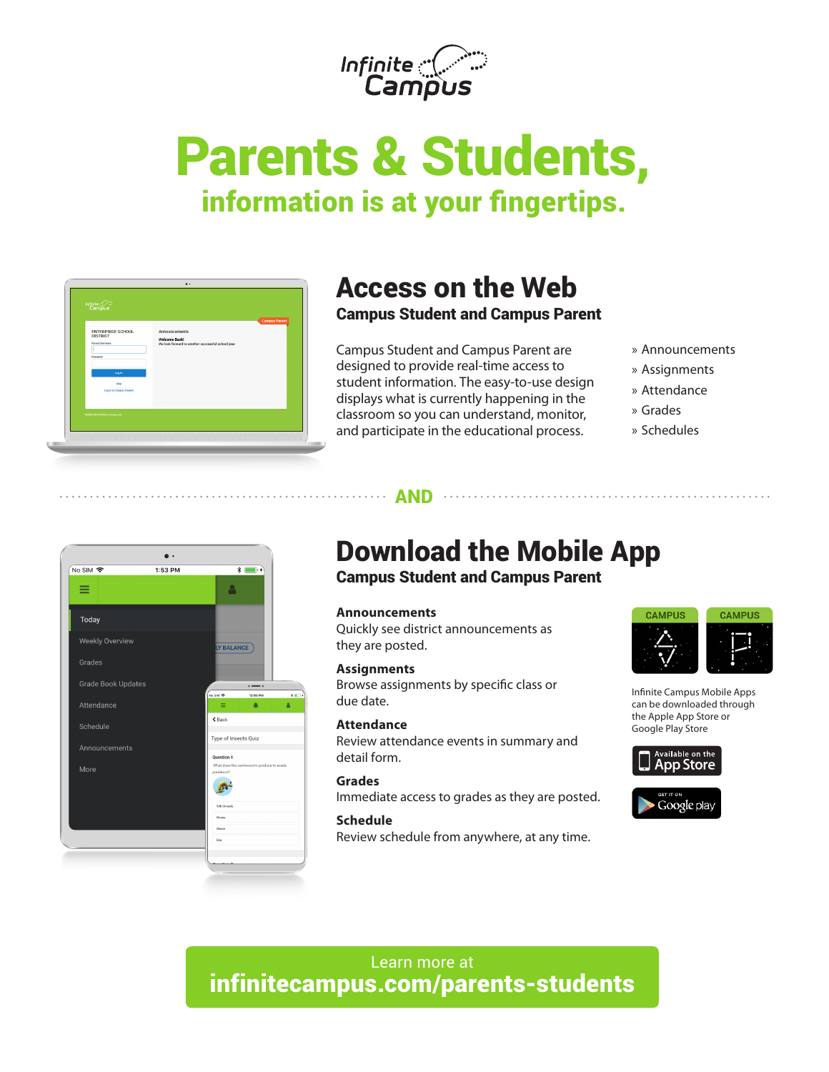# Parents & Students,

## information is at your fingertips.

## Access on the Web

### Campus Student and Campus Parent

Campus Student and Campus Parent are designed to provide real-time access to student information. The easy-to-use design displays what is currently happening in the classroom so you can understand, monitor, and participate in the educational process.

» Announcements
» Assignments
» Attendance
» Grades
» Schedules

**AND**

## Download the Mobile App

### Campus Student and Campus Parent

**Announcements**
Quickly see district announcements as they are posted.

**Assignments**
Browse assignments by specific class or due date.

**Attendance**
Review attendance events in summary and detail form.

**Grades**
Immediate access to grades as they are posted.

**Schedule**
Review schedule from anywhere, at any time.

Infinite Campus Mobile Apps can be downloaded through the Apple App Store or Google Play Store

Learn more at
**infinitecampus.com/parents-students**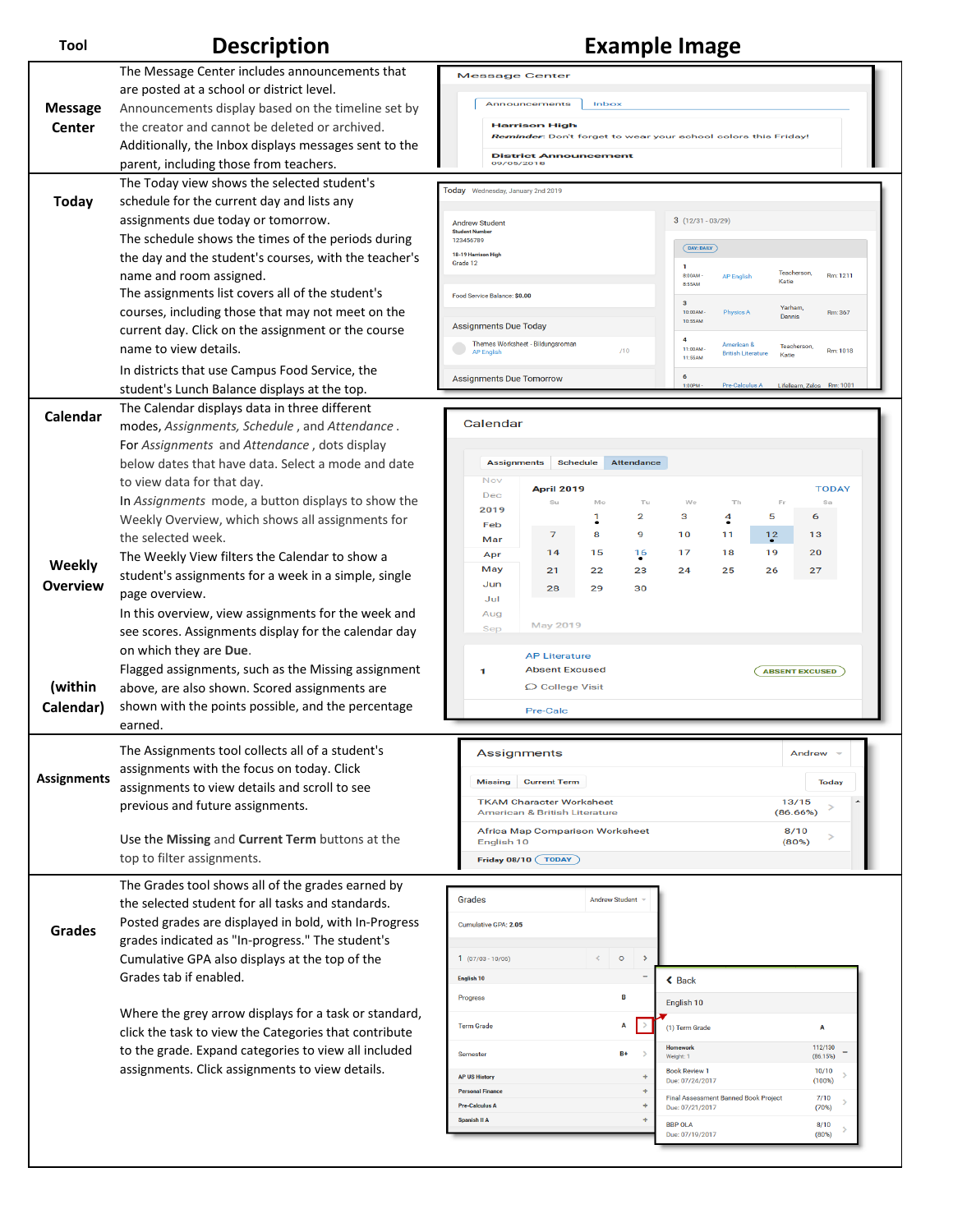| Tool | Description | Example Image |
|---|---|---|
| **Message Center** | The Message Center includes announcements that are posted at a school or district level. Announcements display based on the timeline set by the creator and cannot be deleted or archived. Additionally, the Inbox displays messages sent to the parent, including those from teachers. | |
| **Today** | The Today view shows the selected student's schedule for the current day and lists any assignments due today or tomorrow. The schedule shows the times of the periods during the day and the student's courses, with the teacher's name and room assigned. The assignments list covers all of the student's courses, including those that may not meet on the current day. Click on the assignment or the course name to view details. In districts that use Campus Food Service, the student's Lunch Balance displays at the top. | |
| **Calendar** **Weekly Overview** **(within Calendar)** | The Calendar displays data in three different modes, *Assignments, Schedule* , and *Attendance* . For *Assignments* and *Attendance* , dots display below dates that have data. Select a mode and date to view data for that day. In *Assignments* mode, a button displays to show the Weekly Overview, which shows all assignments for the selected week. The Weekly View filters the Calendar to show a student's assignments for a week in a simple, single page overview. In this overview, view assignments for the week and see scores. Assignments display for the calendar day on which they are **Due**. Flagged assignments, such as the Missing assignment above, are also shown. Scored assignments are shown with the points possible, and the percentage earned. | |
| **Assignments** | The Assignments tool collects all of a student's assignments with the focus on today. Click assignments to view details and scroll to see previous and future assignments. Use the **Missing** and **Current Term** buttons at the top to filter assignments. | |
| **Grades** | The Grades tool shows all of the grades earned by the selected student for all tasks and standards. Posted grades are displayed in bold, with In-Progress grades indicated as "In-progress." The student's Cumulative GPA also displays at the top of the Grades tab if enabled. Where the grey arrow displays for a task or standard, click the task to view the Categories that contribute to the grade. Expand categories to view all included assignments. Click assignments to view details. | |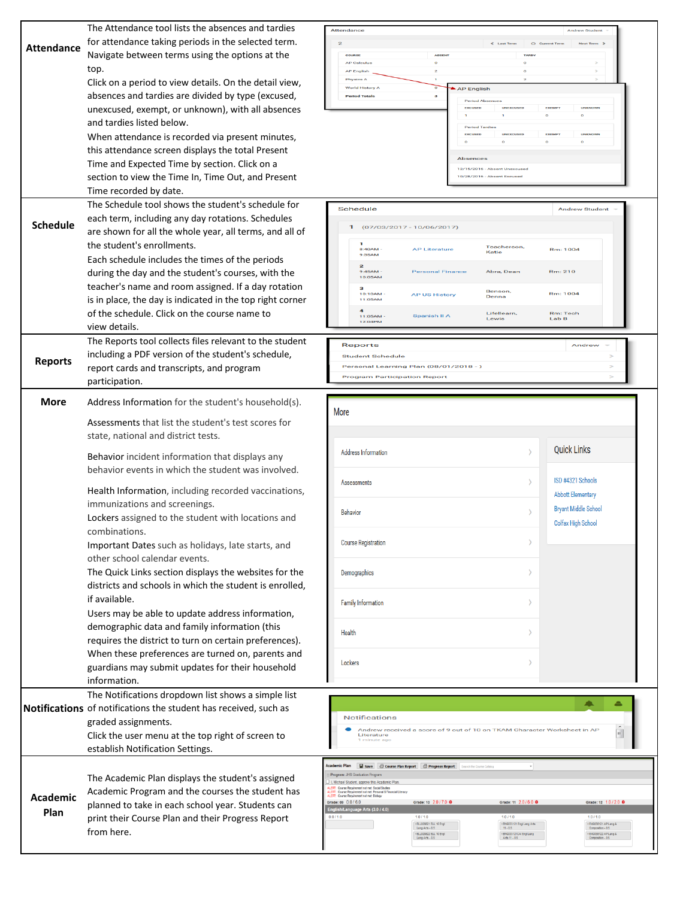| | | |
|---|---|---|
| **Attendance** | The Attendance tool lists the absences and tardies for attendance taking periods in the selected term. Navigate between terms using the options at the top.<br>Click on a period to view details. On the detail view, absences and tardies are divided by type (excused, unexcused, exempt, or unknown), with all absences and tardies listed below.<br>When attendance is recorded via present minutes, this attendance screen displays the total Present Time and Expected Time by section. Click on a section to view the Time In, Time Out, and Present Time recorded by date. | |
| **Schedule** | The Schedule tool shows the student's schedule for each term, including any day rotations. Schedules are shown for all the whole year, all terms, and all of the student's enrollments.<br>Each schedule includes the times of the periods during the day and the student's courses, with the teacher's name and room assigned. If a day rotation is in place, the day is indicated in the top right corner of the schedule. Click on the course name to view details. | |
| **Reports** | The Reports tool collects files relevant to the student including a PDF version of the student's schedule, report cards and transcripts, and program participation. | |
| **More** | Address Information for the student's household(s).<br>Assessments that list the student's test scores for state, national and district tests.<br>Behavior incident information that displays any behavior events in which the student was involved.<br>Health Information, including recorded vaccinations, immunizations and screenings.<br>Lockers assigned to the student with locations and combinations.<br>Important Dates such as holidays, late starts, and other school calendar events.<br>The Quick Links section displays the websites for the districts and schools in which the student is enrolled, if available.<br>Users may be able to update address information, demographic data and family information (this requires the district to turn on certain preferences). When these preferences are turned on, parents and guardians may submit updates for their household information. | |
| **Notifications** | The Notifications dropdown list shows a simple list of notifications the student has received, such as graded assignments.<br>Click the user menu at the top right of screen to establish Notification Settings. | |
| **Academic Plan** | The Academic Plan displays the student's assigned Academic Program and the courses the student has planned to take in each school year. Students can print their Course Plan and their Progress Report from here. | |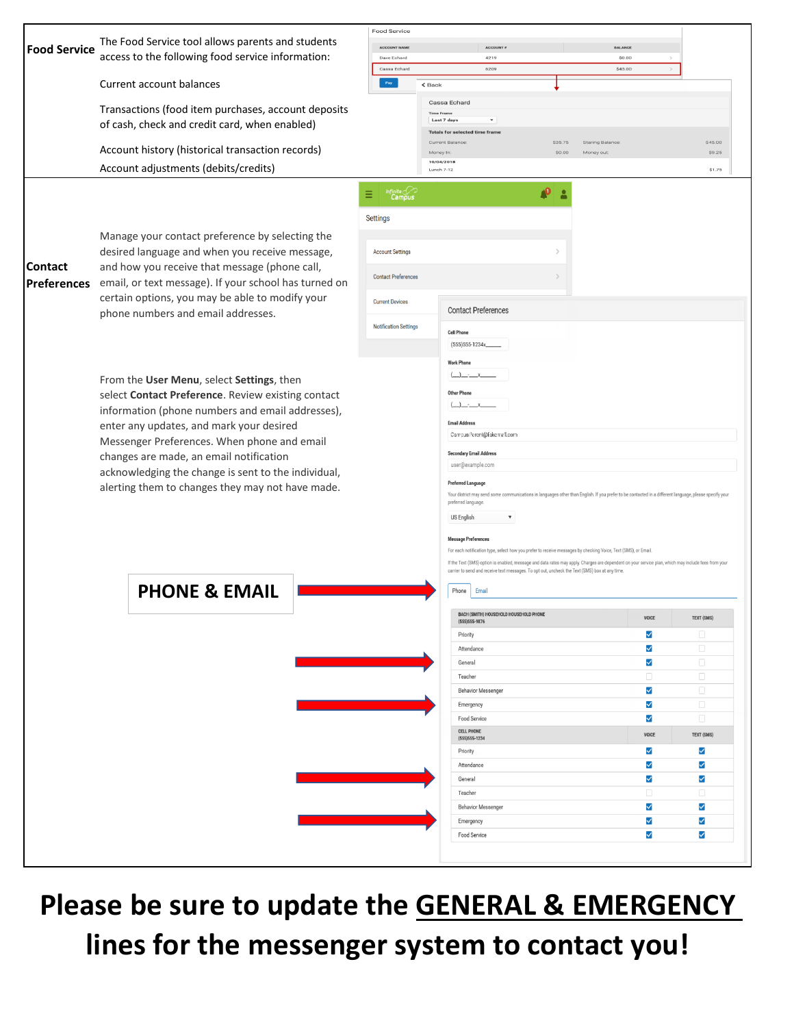| | |
|---|---|
| **Food Service** | The Food Service tool allows parents and students access to the following food service information:<br><br>Current account balances<br><br>Transactions (food item purchases, account deposits of cash, check and credit card, when enabled)<br><br>Account history (historical transaction records)<br>Account adjustments (debits/credits) |
| **Contact Preferences** | Manage your contact preference by selecting the desired language and when you receive message, and how you receive that message (phone call, email, or text message). If your school has turned on certain options, you may be able to modify your phone numbers and email addresses.<br><br>From the **User Menu**, select **Settings**, then select **Contact Preference**. Review existing contact information (phone numbers and email addresses), enter any updates, and mark your desired Messenger Preferences. When phone and email changes are made, an email notification acknowledging the change is sent to the individual, alerting them to changes they may not have made. |

**PHONE & EMAIL**

**Please be sure to update the <u>GENERAL & EMERGENCY</u> lines for the messenger system to contact you!**